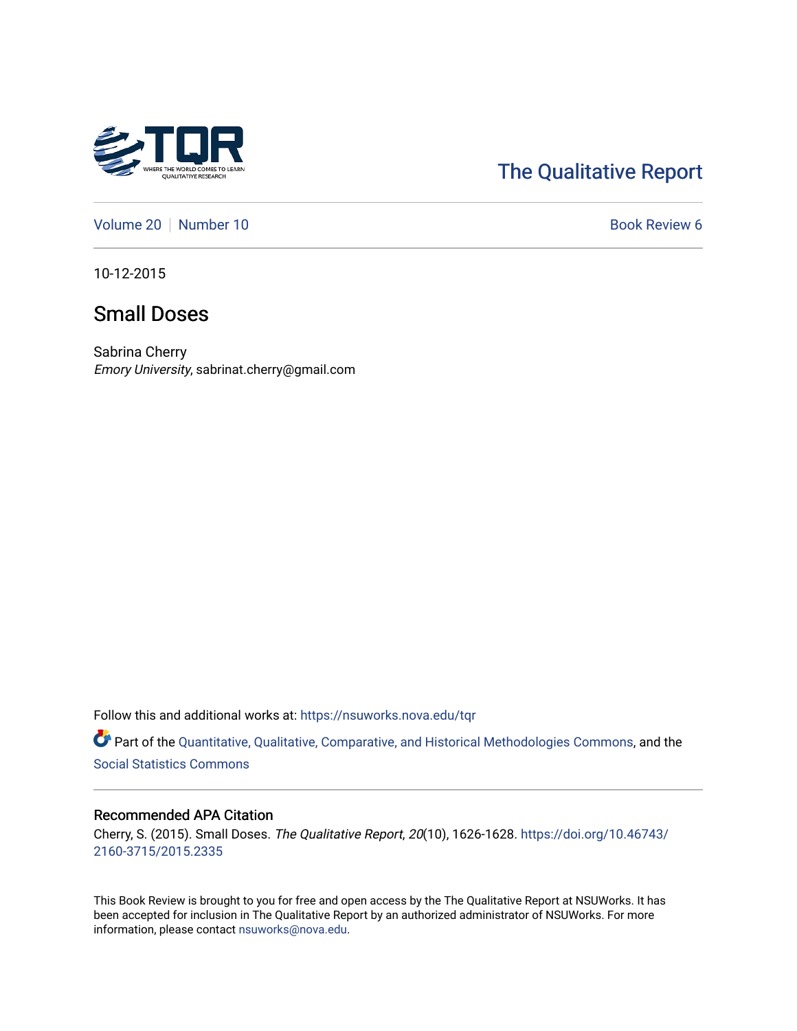The Qualitative Report

Volume 20 | Number 10 | Book Review 6

10-12-2015

# Small Doses

Sabrina Cherry
*Emory University*, sabrinat.cherry@gmail.com

Follow this and additional works at: https://nsuworks.nova.edu/tqr

Part of the Quantitative, Qualitative, Comparative, and Historical Methodologies Commons, and the Social Statistics Commons

## Recommended APA Citation

Cherry, S. (2015). Small Doses. *The Qualitative Report*, *20*(10), 1626-1628. https://doi.org/10.46743/2160-3715/2015.2335

This Book Review is brought to you for free and open access by the The Qualitative Report at NSUWorks. It has been accepted for inclusion in The Qualitative Report by an authorized administrator of NSUWorks. For more information, please contact nsuworks@nova.edu.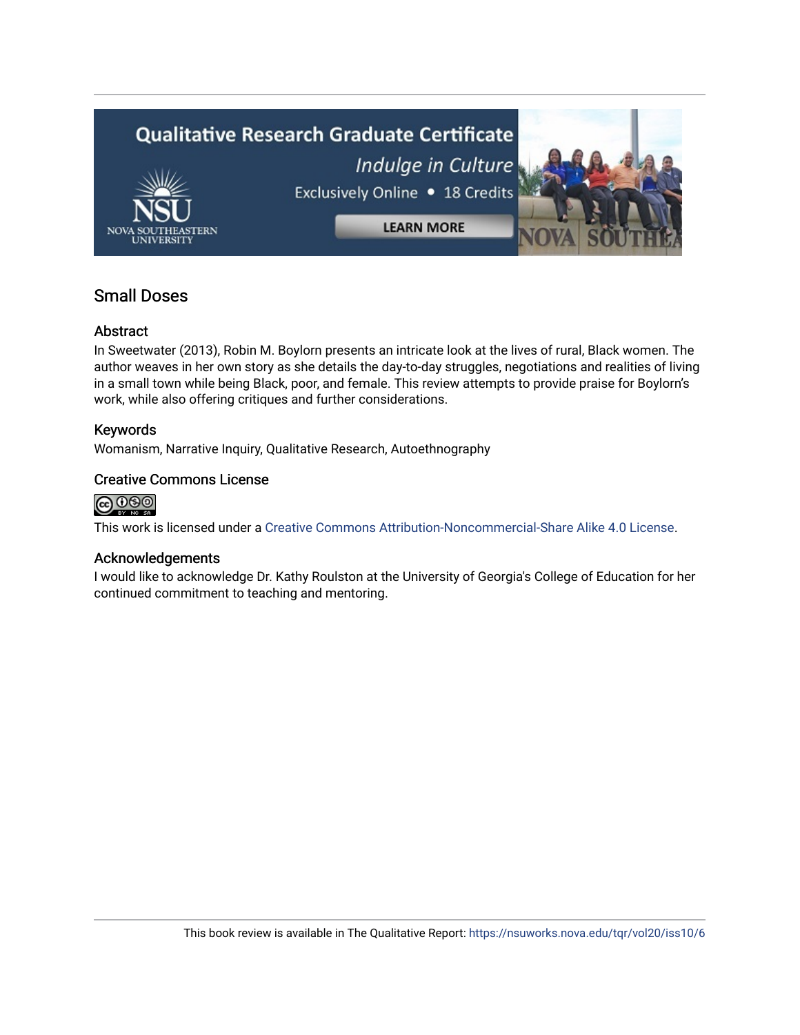## Small Doses

### Abstract

In Sweetwater (2013), Robin M. Boylorn presents an intricate look at the lives of rural, Black women. The author weaves in her own story as she details the day-to-day struggles, negotiations and realities of living in a small town while being Black, poor, and female. This review attempts to provide praise for Boylorn's work, while also offering critiques and further considerations.

### Keywords

Womanism, Narrative Inquiry, Qualitative Research, Autoethnography

### Creative Commons License

This work is licensed under a Creative Commons Attribution-Noncommercial-Share Alike 4.0 License.

### Acknowledgements

I would like to acknowledge Dr. Kathy Roulston at the University of Georgia's College of Education for her continued commitment to teaching and mentoring.

This book review is available in The Qualitative Report: https://nsuworks.nova.edu/tqr/vol20/iss10/6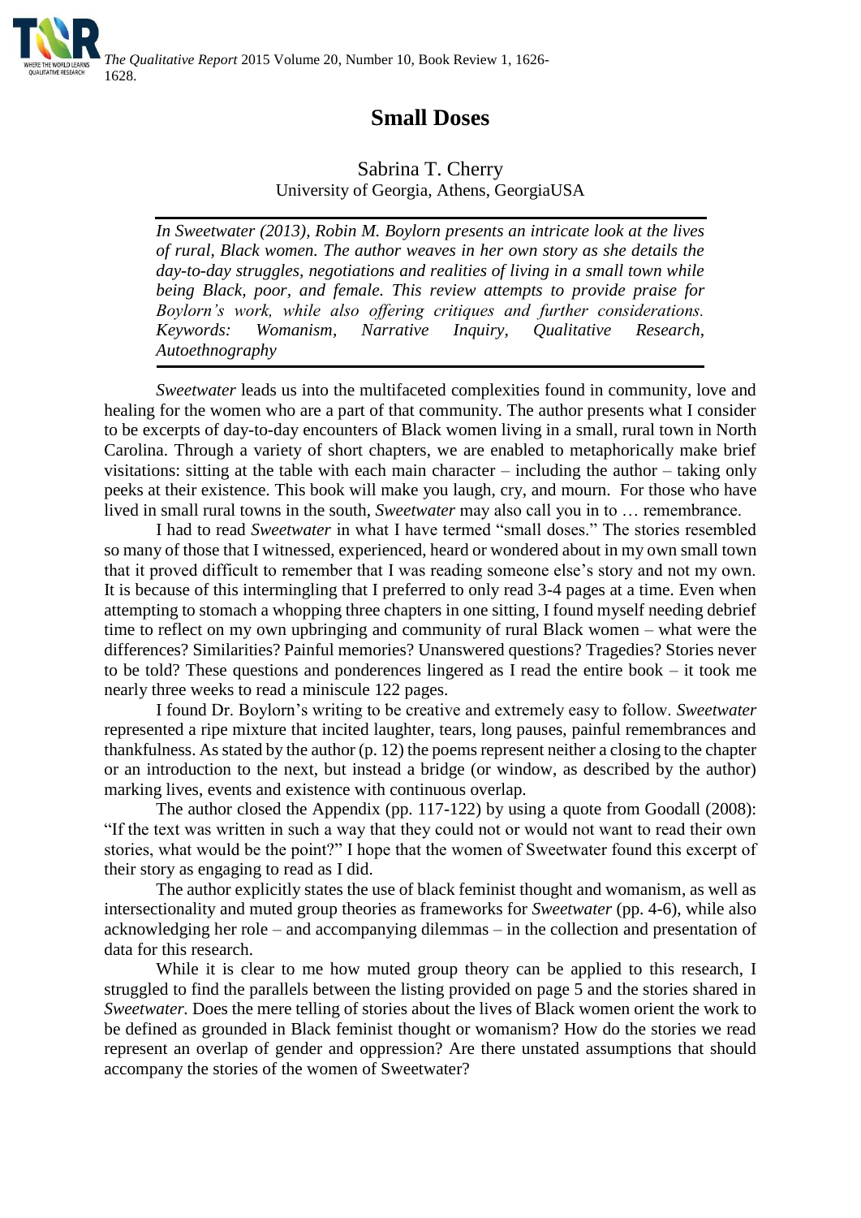# Small Doses

Sabrina T. Cherry
University of Georgia, Athens, GeorgiaUSA

*In Sweetwater (2013), Robin M. Boylorn presents an intricate look at the lives of rural, Black women. The author weaves in her own story as she details the day-to-day struggles, negotiations and realities of living in a small town while being Black, poor, and female. This review attempts to provide praise for Boylorn's work, while also offering critiques and further considerations. Keywords: Womanism, Narrative Inquiry, Qualitative Research, Autoethnography*

*Sweetwater* leads us into the multifaceted complexities found in community, love and healing for the women who are a part of that community. The author presents what I consider to be excerpts of day-to-day encounters of Black women living in a small, rural town in North Carolina. Through a variety of short chapters, we are enabled to metaphorically make brief visitations: sitting at the table with each main character – including the author – taking only peeks at their existence. This book will make you laugh, cry, and mourn. For those who have lived in small rural towns in the south, *Sweetwater* may also call you in to … remembrance.

I had to read *Sweetwater* in what I have termed "small doses." The stories resembled so many of those that I witnessed, experienced, heard or wondered about in my own small town that it proved difficult to remember that I was reading someone else's story and not my own. It is because of this intermingling that I preferred to only read 3-4 pages at a time. Even when attempting to stomach a whopping three chapters in one sitting, I found myself needing debrief time to reflect on my own upbringing and community of rural Black women – what were the differences? Similarities? Painful memories? Unanswered questions? Tragedies? Stories never to be told? These questions and ponderences lingered as I read the entire book – it took me nearly three weeks to read a miniscule 122 pages.

I found Dr. Boylorn's writing to be creative and extremely easy to follow. *Sweetwater* represented a ripe mixture that incited laughter, tears, long pauses, painful remembrances and thankfulness. As stated by the author (p. 12) the poems represent neither a closing to the chapter or an introduction to the next, but instead a bridge (or window, as described by the author) marking lives, events and existence with continuous overlap.

The author closed the Appendix (pp. 117-122) by using a quote from Goodall (2008): "If the text was written in such a way that they could not or would not want to read their own stories, what would be the point?" I hope that the women of Sweetwater found this excerpt of their story as engaging to read as I did.

The author explicitly states the use of black feminist thought and womanism, as well as intersectionality and muted group theories as frameworks for *Sweetwater* (pp. 4-6), while also acknowledging her role – and accompanying dilemmas – in the collection and presentation of data for this research.

While it is clear to me how muted group theory can be applied to this research, I struggled to find the parallels between the listing provided on page 5 and the stories shared in *Sweetwater.* Does the mere telling of stories about the lives of Black women orient the work to be defined as grounded in Black feminist thought or womanism? How do the stories we read represent an overlap of gender and oppression? Are there unstated assumptions that should accompany the stories of the women of Sweetwater?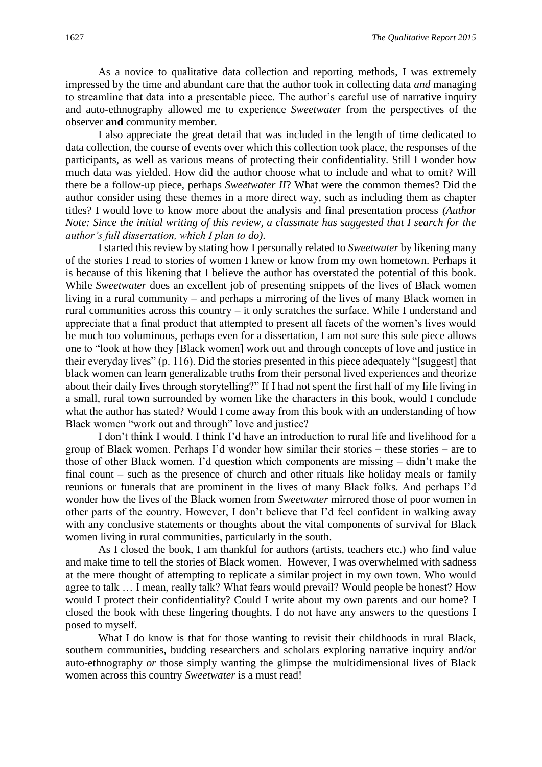As a novice to qualitative data collection and reporting methods, I was extremely impressed by the time and abundant care that the author took in collecting data *and* managing to streamline that data into a presentable piece. The author's careful use of narrative inquiry and auto-ethnography allowed me to experience *Sweetwater* from the perspectives of the observer **and** community member.

I also appreciate the great detail that was included in the length of time dedicated to data collection, the course of events over which this collection took place, the responses of the participants, as well as various means of protecting their confidentiality. Still I wonder how much data was yielded. How did the author choose what to include and what to omit? Will there be a follow-up piece, perhaps *Sweetwater II*? What were the common themes? Did the author consider using these themes in a more direct way, such as including them as chapter titles? I would love to know more about the analysis and final presentation process *(Author Note: Since the initial writing of this review, a classmate has suggested that I search for the author's full dissertation, which I plan to do).*

I started this review by stating how I personally related to *Sweetwater* by likening many of the stories I read to stories of women I knew or know from my own hometown. Perhaps it is because of this likening that I believe the author has overstated the potential of this book. While *Sweetwater* does an excellent job of presenting snippets of the lives of Black women living in a rural community – and perhaps a mirroring of the lives of many Black women in rural communities across this country – it only scratches the surface. While I understand and appreciate that a final product that attempted to present all facets of the women's lives would be much too voluminous, perhaps even for a dissertation, I am not sure this sole piece allows one to "look at how they [Black women] work out and through concepts of love and justice in their everyday lives" (p. 116). Did the stories presented in this piece adequately "[suggest] that black women can learn generalizable truths from their personal lived experiences and theorize about their daily lives through storytelling?" If I had not spent the first half of my life living in a small, rural town surrounded by women like the characters in this book, would I conclude what the author has stated? Would I come away from this book with an understanding of how Black women "work out and through" love and justice?

I don't think I would. I think I'd have an introduction to rural life and livelihood for a group of Black women. Perhaps I'd wonder how similar their stories – these stories – are to those of other Black women. I'd question which components are missing – didn't make the final count – such as the presence of church and other rituals like holiday meals or family reunions or funerals that are prominent in the lives of many Black folks. And perhaps I'd wonder how the lives of the Black women from *Sweetwater* mirrored those of poor women in other parts of the country. However, I don't believe that I'd feel confident in walking away with any conclusive statements or thoughts about the vital components of survival for Black women living in rural communities, particularly in the south.

As I closed the book, I am thankful for authors (artists, teachers etc.) who find value and make time to tell the stories of Black women. However, I was overwhelmed with sadness at the mere thought of attempting to replicate a similar project in my own town. Who would agree to talk … I mean, really talk? What fears would prevail? Would people be honest? How would I protect their confidentiality? Could I write about my own parents and our home? I closed the book with these lingering thoughts. I do not have any answers to the questions I posed to myself.

What I do know is that for those wanting to revisit their childhoods in rural Black, southern communities, budding researchers and scholars exploring narrative inquiry and/or auto-ethnography *or* those simply wanting the glimpse the multidimensional lives of Black women across this country *Sweetwater* is a must read!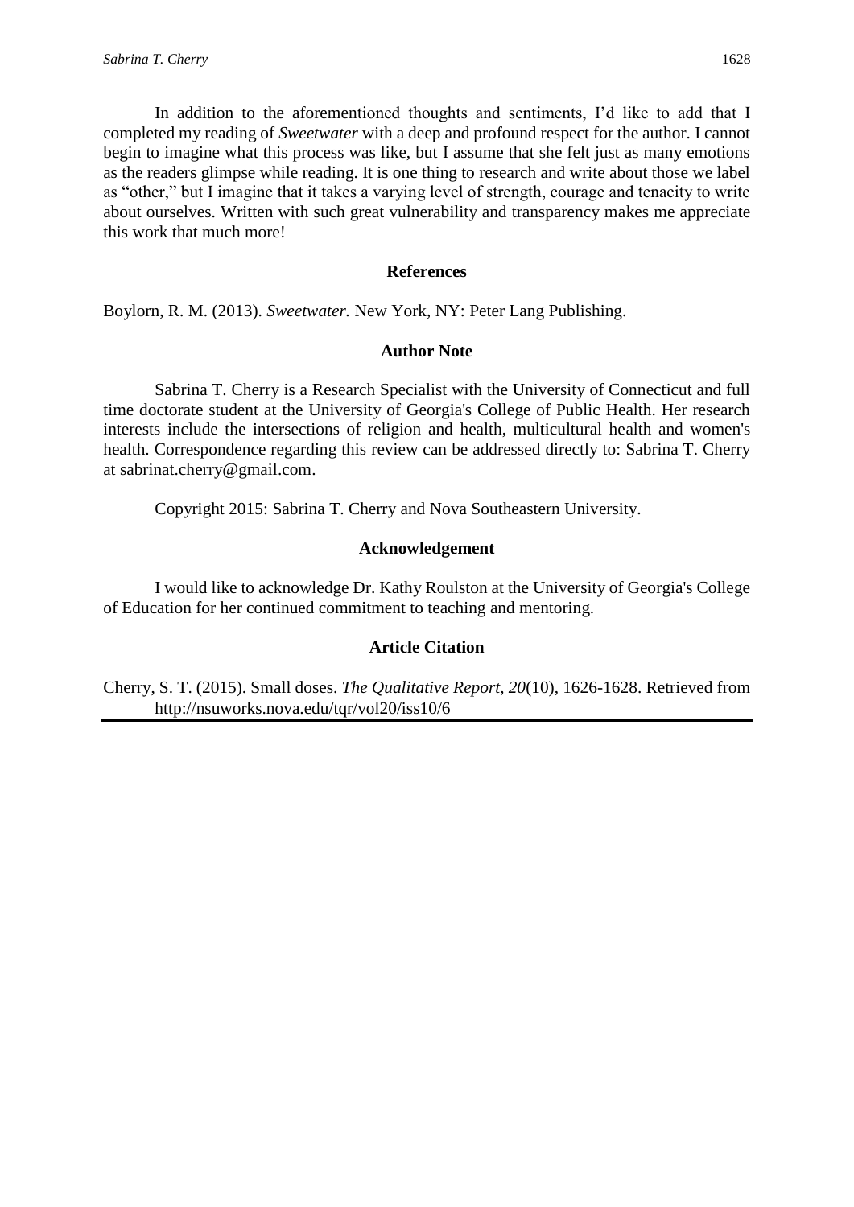In addition to the aforementioned thoughts and sentiments, I'd like to add that I completed my reading of *Sweetwater* with a deep and profound respect for the author. I cannot begin to imagine what this process was like, but I assume that she felt just as many emotions as the readers glimpse while reading. It is one thing to research and write about those we label as "other," but I imagine that it takes a varying level of strength, courage and tenacity to write about ourselves. Written with such great vulnerability and transparency makes me appreciate this work that much more!

## References

Boylorn, R. M. (2013). *Sweetwater.* New York, NY: Peter Lang Publishing.

## Author Note

Sabrina T. Cherry is a Research Specialist with the University of Connecticut and full time doctorate student at the University of Georgia's College of Public Health. Her research interests include the intersections of religion and health, multicultural health and women's health. Correspondence regarding this review can be addressed directly to: Sabrina T. Cherry at sabrinat.cherry@gmail.com.

Copyright 2015: Sabrina T. Cherry and Nova Southeastern University.

## Acknowledgement

I would like to acknowledge Dr. Kathy Roulston at the University of Georgia's College of Education for her continued commitment to teaching and mentoring.

## Article Citation

Cherry, S. T. (2015). Small doses. *The Qualitative Report, 20*(10), 1626-1628. Retrieved from http://nsuworks.nova.edu/tqr/vol20/iss10/6